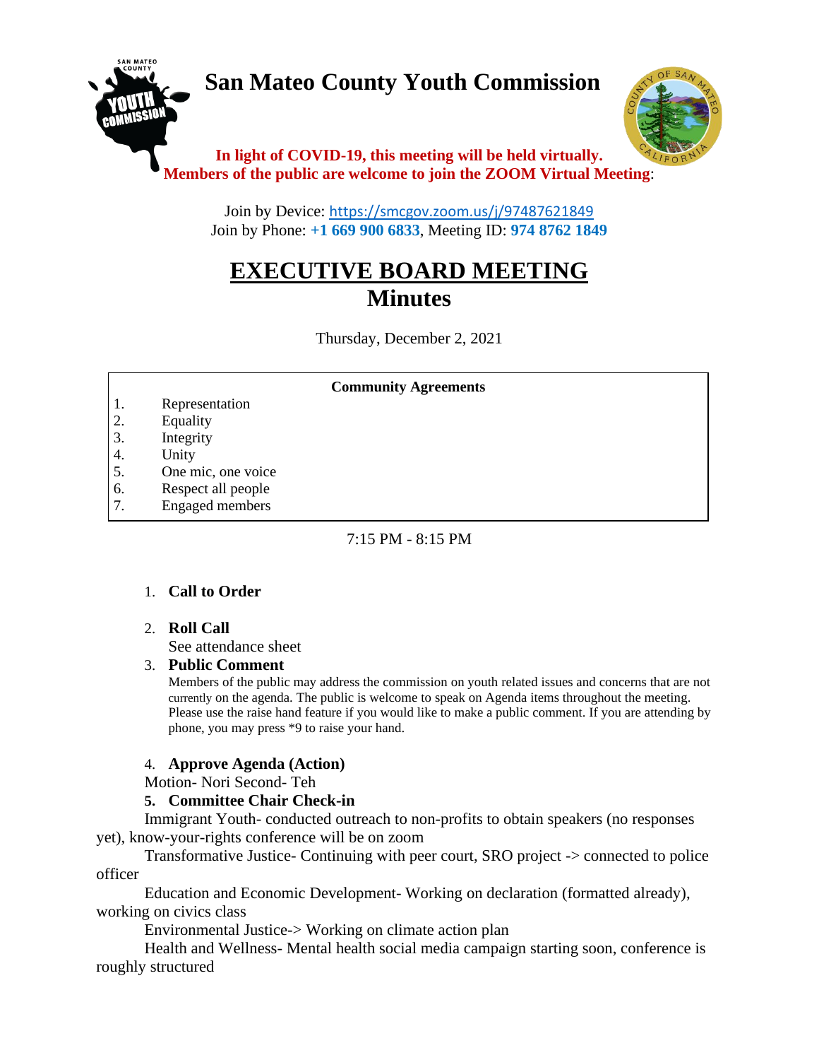# San Mateo County Youth Commission

**In light of COVID-19, this meeting will be held virtually.**
**Members of the public are welcome to join the ZOOM Virtual Meeting**:

Join by Device: https://smcgov.zoom.us/j/97487621849
Join by Phone: **+1 669 900 6833**, Meeting ID: **974 8762 1849**

## EXECUTIVE BOARD MEETING
## Minutes

Thursday, December 2, 2021

**Community Agreements**

1. Representation
2. Equality
3. Integrity
4. Unity
5. One mic, one voice
6. Respect all people
7. Engaged members

7:15 PM - 8:15 PM

1. **Call to Order**

2. **Roll Call**
   See attendance sheet

3. **Public Comment**
   Members of the public may address the commission on youth related issues and concerns that are not currently on the agenda. The public is welcome to speak on Agenda items throughout the meeting. Please use the raise hand feature if you would like to make a public comment. If you are attending by phone, you may press *9 to raise your hand.

4. **Approve Agenda (Action)**
   Motion- Nori Second- Teh

5. **Committee Chair Check-in**
   Immigrant Youth- conducted outreach to non-profits to obtain speakers (no responses yet), know-your-rights conference will be on zoom
   Transformative Justice- Continuing with peer court, SRO project -> connected to police officer
   Education and Economic Development- Working on declaration (formatted already), working on civics class
   Environmental Justice-> Working on climate action plan
   Health and Wellness- Mental health social media campaign starting soon, conference is roughly structured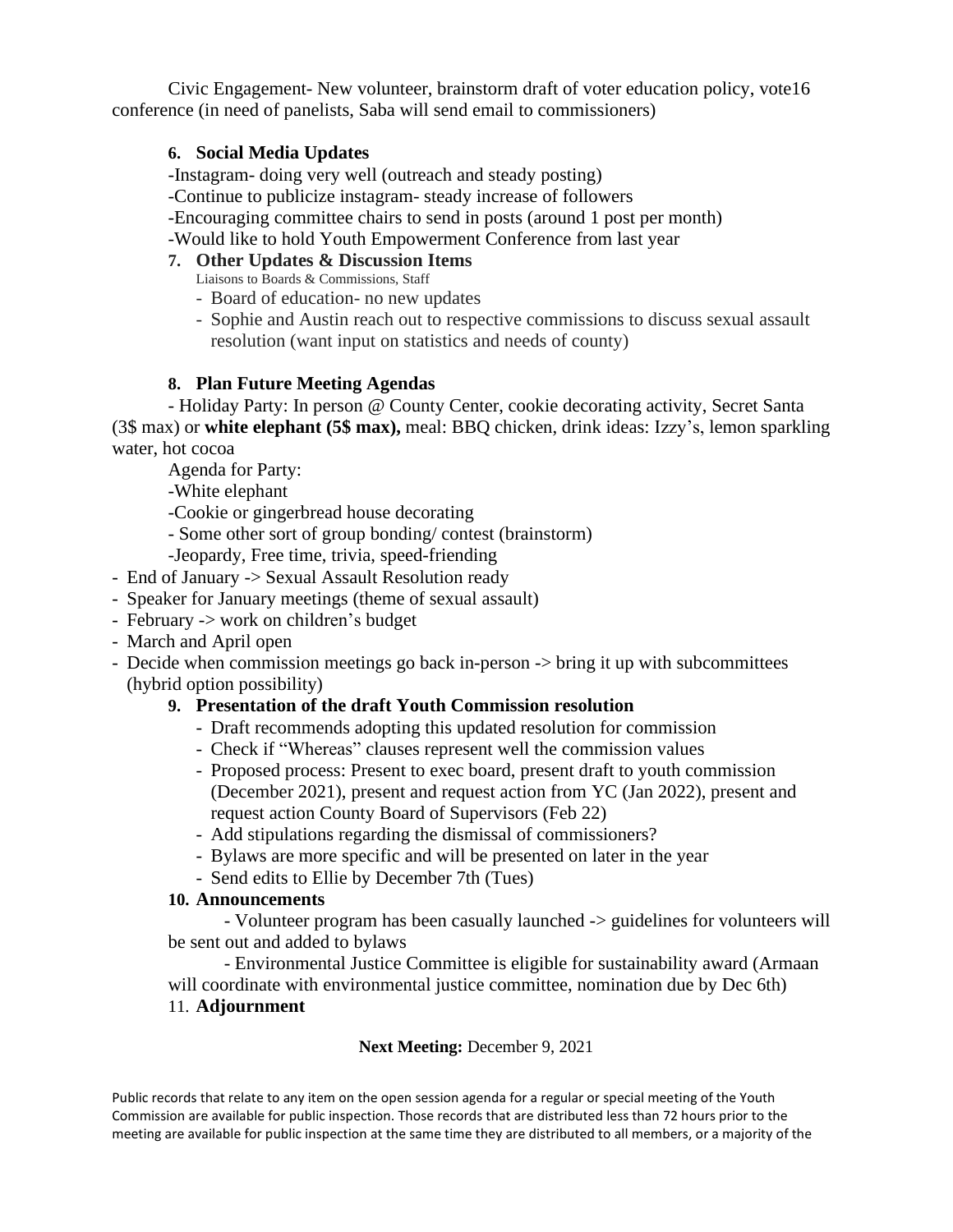Civic Engagement- New volunteer, brainstorm draft of voter education policy, vote16 conference (in need of panelists, Saba will send email to commissioners)

**6. Social Media Updates**

-Instagram- doing very well (outreach and steady posting)

-Continue to publicize instagram- steady increase of followers

-Encouraging committee chairs to send in posts (around 1 post per month)

-Would like to hold Youth Empowerment Conference from last year

**7. Other Updates & Discussion Items**

Liaisons to Boards & Commissions, Staff

- Board of education- no new updates
- Sophie and Austin reach out to respective commissions to discuss sexual assault resolution (want input on statistics and needs of county)

**8. Plan Future Meeting Agendas**

- Holiday Party: In person @ County Center, cookie decorating activity, Secret Santa (3$ max) or **white elephant (5$ max),** meal: BBQ chicken, drink ideas: Izzy's, lemon sparkling water, hot cocoa

Agenda for Party:

-White elephant

-Cookie or gingerbread house decorating

- Some other sort of group bonding/ contest (brainstorm)

-Jeopardy, Free time, trivia, speed-friending

- End of January -> Sexual Assault Resolution ready
- Speaker for January meetings (theme of sexual assault)
- February -> work on children's budget
- March and April open
- Decide when commission meetings go back in-person -> bring it up with subcommittees (hybrid option possibility)

**9. Presentation of the draft Youth Commission resolution**

- Draft recommends adopting this updated resolution for commission
- Check if "Whereas" clauses represent well the commission values
- Proposed process: Present to exec board, present draft to youth commission (December 2021), present and request action from YC (Jan 2022), present and request action County Board of Supervisors (Feb 22)
- Add stipulations regarding the dismissal of commissioners?
- Bylaws are more specific and will be presented on later in the year
- Send edits to Ellie by December 7th (Tues)

**10. Announcements**

- Volunteer program has been casually launched -> guidelines for volunteers will be sent out and added to bylaws

- Environmental Justice Committee is eligible for sustainability award (Armaan will coordinate with environmental justice committee, nomination due by Dec 6th)

11. **Adjournment**

**Next Meeting:** December 9, 2021

Public records that relate to any item on the open session agenda for a regular or special meeting of the Youth Commission are available for public inspection. Those records that are distributed less than 72 hours prior to the meeting are available for public inspection at the same time they are distributed to all members, or a majority of the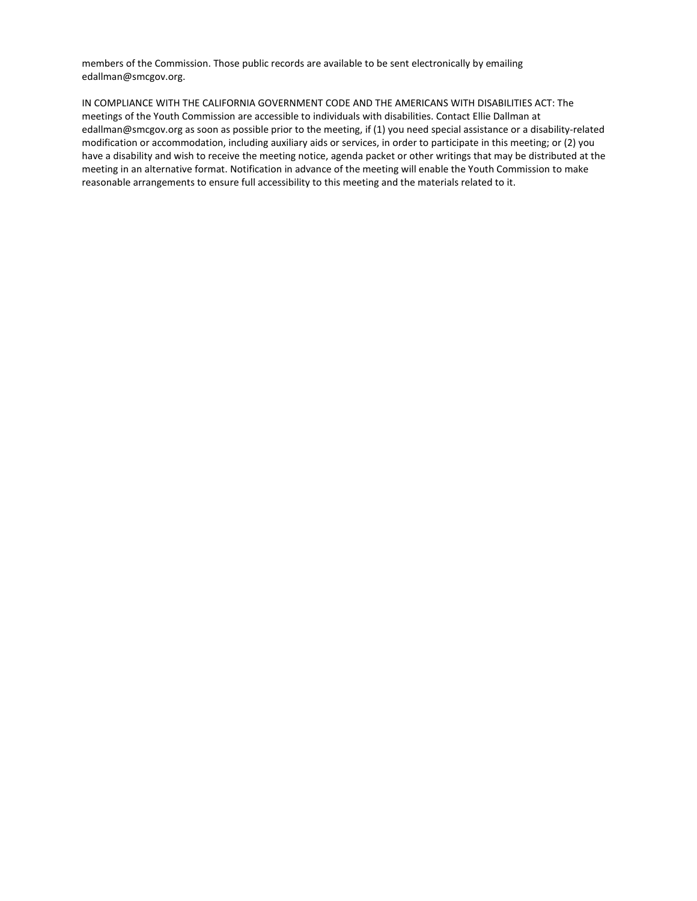members of the Commission. Those public records are available to be sent electronically by emailing edallman@smcgov.org.

IN COMPLIANCE WITH THE CALIFORNIA GOVERNMENT CODE AND THE AMERICANS WITH DISABILITIES ACT: The meetings of the Youth Commission are accessible to individuals with disabilities. Contact Ellie Dallman at edallman@smcgov.org as soon as possible prior to the meeting, if (1) you need special assistance or a disability-related modification or accommodation, including auxiliary aids or services, in order to participate in this meeting; or (2) you have a disability and wish to receive the meeting notice, agenda packet or other writings that may be distributed at the meeting in an alternative format. Notification in advance of the meeting will enable the Youth Commission to make reasonable arrangements to ensure full accessibility to this meeting and the materials related to it.